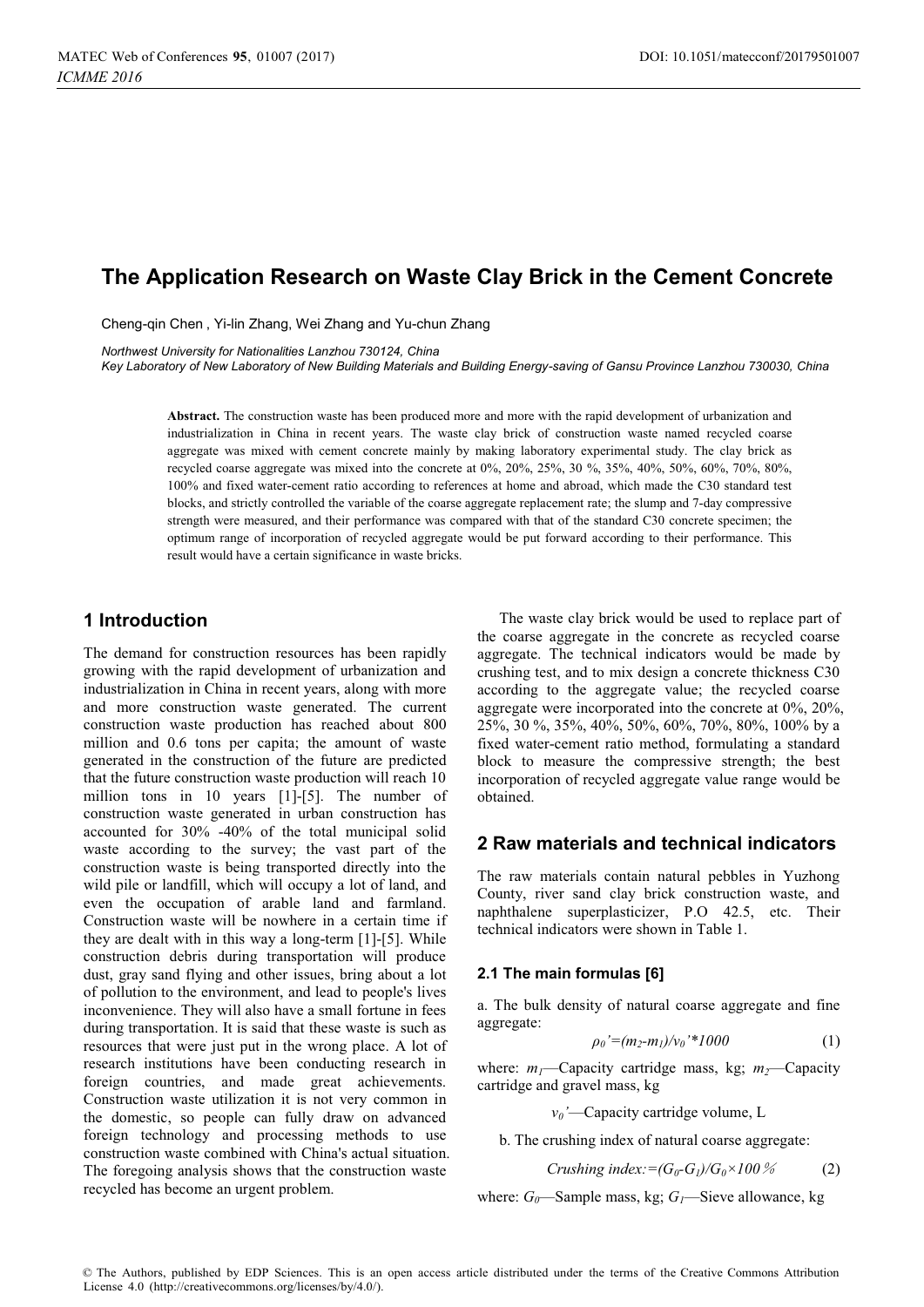# The Application Research on Waste Clay Brick in the Cement Concrete

Cheng-qin Chen , Yi-lin Zhang, Wei Zhang and Yu-chun Zhang

*Northwest University for Nationalities Lanzhou 730124, China*
*Key Laboratory of New Laboratory of New Building Materials and Building Energy-saving of Gansu Province Lanzhou 730030, China*

**Abstract.** The construction waste has been produced more and more with the rapid development of urbanization and industrialization in China in recent years. The waste clay brick of construction waste named recycled coarse aggregate was mixed with cement concrete mainly by making laboratory experimental study. The clay brick as recycled coarse aggregate was mixed into the concrete at 0%, 20%, 25%, 30 %, 35%, 40%, 50%, 60%, 70%, 80%, 100% and fixed water-cement ratio according to references at home and abroad, which made the C30 standard test blocks, and strictly controlled the variable of the coarse aggregate replacement rate; the slump and 7-day compressive strength were measured, and their performance was compared with that of the standard C30 concrete specimen; the optimum range of incorporation of recycled aggregate would be put forward according to their performance. This result would have a certain significance in waste bricks.

## 1 Introduction

The demand for construction resources has been rapidly growing with the rapid development of urbanization and industrialization in China in recent years, along with more and more construction waste generated. The current construction waste production has reached about 800 million and 0.6 tons per capita; the amount of waste generated in the construction of the future are predicted that the future construction waste production will reach 10 million tons in 10 years [1]-[5]. The number of construction waste generated in urban construction has accounted for 30% -40% of the total municipal solid waste according to the survey; the vast part of the construction waste is being transported directly into the wild pile or landfill, which will occupy a lot of land, and even the occupation of arable land and farmland. Construction waste will be nowhere in a certain time if they are dealt with in this way a long-term [1]-[5]. While construction debris during transportation will produce dust, gray sand flying and other issues, bring about a lot of pollution to the environment, and lead to people's lives inconvenience. They will also have a small fortune in fees during transportation. It is said that these waste is such as resources that were just put in the wrong place. A lot of research institutions have been conducting research in foreign countries, and made great achievements. Construction waste utilization it is not very common in the domestic, so people can fully draw on advanced foreign technology and processing methods to use construction waste combined with China's actual situation. The foregoing analysis shows that the construction waste recycled has become an urgent problem.

The waste clay brick would be used to replace part of the coarse aggregate in the concrete as recycled coarse aggregate. The technical indicators would be made by crushing test, and to mix design a concrete thickness C30 according to the aggregate value; the recycled coarse aggregate were incorporated into the concrete at 0%, 20%, 25%, 30 %, 35%, 40%, 50%, 60%, 70%, 80%, 100% by a fixed water-cement ratio method, formulating a standard block to measure the compressive strength; the best incorporation of recycled aggregate value range would be obtained.

## 2 Raw materials and technical indicators

The raw materials contain natural pebbles in Yuzhong County, river sand clay brick construction waste, and naphthalene superplasticizer, P.O 42.5, etc. Their technical indicators were shown in Table 1.

### 2.1 The main formulas [6]

a. The bulk density of natural coarse aggregate and fine aggregate:

$$\rho_0'=(m_2-m_1)/v_0'*1000 \qquad (1)$$

where: $m_1$—Capacity cartridge mass, kg; $m_2$—Capacity cartridge and gravel mass, kg

$v_0'$—Capacity cartridge volume, L

b. The crushing index of natural coarse aggregate:

$$\text{Crushing index:}=(G_0-G_1)/G_0\times 100\,\% \qquad (2)$$

where: $G_0$—Sample mass, kg; $G_1$—Sieve allowance, kg

© The Authors, published by EDP Sciences. This is an open access article distributed under the terms of the Creative Commons Attribution License 4.0 (http://creativecommons.org/licenses/by/4.0/).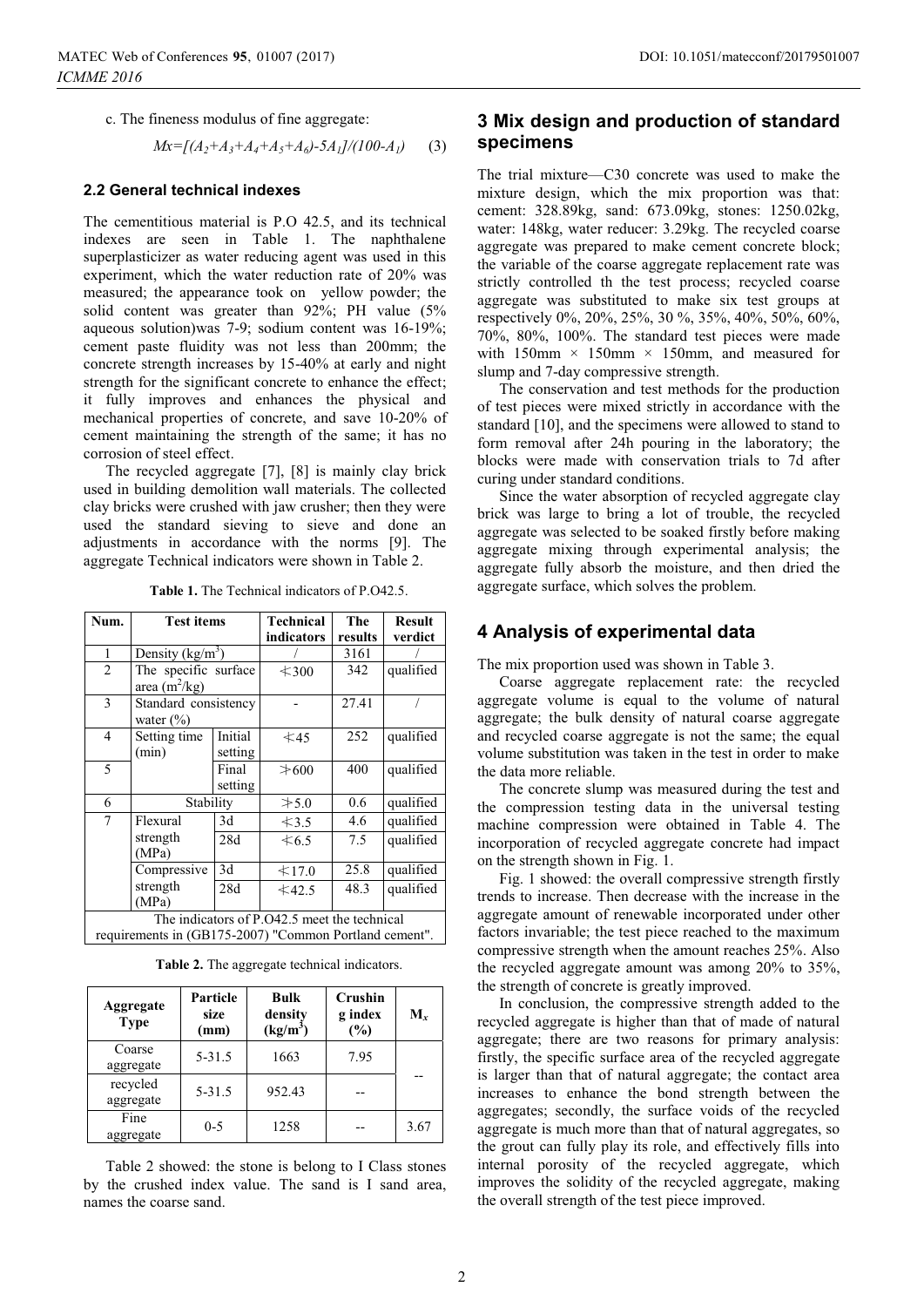c. The fineness modulus of fine aggregate:

$$Mx=[(A_2+A_3+A_4+A_5+A_6)-5A_1]/(100-A_1) \quad (3)$$

### 2.2 General technical indexes

The cementitious material is P.O 42.5, and its technical indexes are seen in Table 1. The naphthalene superplasticizer as water reducing agent was used in this experiment, which the water reduction rate of 20% was measured; the appearance took on yellow powder; the solid content was greater than 92%; PH value (5% aqueous solution)was 7-9; sodium content was 16-19%; cement paste fluidity was not less than 200mm; the concrete strength increases by 15-40% at early and night strength for the significant concrete to enhance the effect; it fully improves and enhances the physical and mechanical properties of concrete, and save 10-20% of cement maintaining the strength of the same; it has no corrosion of steel effect.

The recycled aggregate [7], [8] is mainly clay brick used in building demolition wall materials. The collected clay bricks were crushed with jaw crusher; then they were used the standard sieving to sieve and done an adjustments in accordance with the norms [9]. The aggregate Technical indicators were shown in Table 2.

**Table 1.** The Technical indicators of P.O42.5.

| Num. | Test items | | Technical indicators | The results | Result verdict |
|---|---|---|---|---|---|
| 1 | Density (kg/m$^3$) | | / | 3161 | / |
| 2 | The specific surface area (m$^2$/kg) | | ≮300 | 342 | qualified |
| 3 | Standard consistency water (%) | | - | 27.41 | / |
| 4 | Setting time (min) | Initial setting | ≮45 | 252 | qualified |
| 5 | | Final setting | ≯600 | 400 | qualified |
| 6 | Stability | | ≯5.0 | 0.6 | qualified |
| 7 | Flexural strength (MPa) | 3d | ≮3.5 | 4.6 | qualified |
| | | 28d | ≮6.5 | 7.5 | qualified |
| | Compressive strength (MPa) | 3d | ≮17.0 | 25.8 | qualified |
| | | 28d | ≮42.5 | 48.3 | qualified |
| The indicators of P.O42.5 meet the technical requirements in (GB175-2007) "Common Portland cement". | | | | | |

**Table 2.** The aggregate technical indicators.

| Aggregate Type | Particle size (mm) | Bulk density (kg/m$^3$) | Crushing index (%) | $M_x$ |
|---|---|---|---|---|
| Coarse aggregate | 5-31.5 | 1663 | 7.95 | -- |
| recycled aggregate | 5-31.5 | 952.43 | -- | |
| Fine aggregate | 0-5 | 1258 | -- | 3.67 |

Table 2 showed: the stone is belong to I Class stones by the crushed index value. The sand is I sand area, names the coarse sand.

## 3 Mix design and production of standard specimens

The trial mixture—C30 concrete was used to make the mixture design, which the mix proportion was that: cement: 328.89kg, sand: 673.09kg, stones: 1250.02kg, water: 148kg, water reducer: 3.29kg. The recycled coarse aggregate was prepared to make cement concrete block; the variable of the coarse aggregate replacement rate was strictly controlled th the test process; recycled coarse aggregate was substituted to make six test groups at respectively 0%, 20%, 25%, 30 %, 35%, 40%, 50%, 60%, 70%, 80%, 100%. The standard test pieces were made with 150mm × 150mm × 150mm, and measured for slump and 7-day compressive strength.

The conservation and test methods for the production of test pieces were mixed strictly in accordance with the standard [10], and the specimens were allowed to stand to form removal after 24h pouring in the laboratory; the blocks were made with conservation trials to 7d after curing under standard conditions.

Since the water absorption of recycled aggregate clay brick was large to bring a lot of trouble, the recycled aggregate was selected to be soaked firstly before making aggregate mixing through experimental analysis; the aggregate fully absorb the moisture, and then dried the aggregate surface, which solves the problem.

## 4 Analysis of experimental data

The mix proportion used was shown in Table 3.

Coarse aggregate replacement rate: the recycled aggregate volume is equal to the volume of natural aggregate; the bulk density of natural coarse aggregate and recycled coarse aggregate is not the same; the equal volume substitution was taken in the test in order to make the data more reliable.

The concrete slump was measured during the test and the compression testing data in the universal testing machine compression were obtained in Table 4. The incorporation of recycled aggregate concrete had impact on the strength shown in Fig. 1.

Fig. 1 showed: the overall compressive strength firstly trends to increase. Then decrease with the increase in the aggregate amount of renewable incorporated under other factors invariable; the test piece reached to the maximum compressive strength when the amount reaches 25%. Also the recycled aggregate amount was among 20% to 35%, the strength of concrete is greatly improved.

In conclusion, the compressive strength added to the recycled aggregate is higher than that of made of natural aggregate; there are two reasons for primary analysis: firstly, the specific surface area of the recycled aggregate is larger than that of natural aggregate; the contact area increases to enhance the bond strength between the aggregates; secondly, the surface voids of the recycled aggregate is much more than that of natural aggregates, so the grout can fully play its role, and effectively fills into internal porosity of the recycled aggregate, which improves the solidity of the recycled aggregate, making the overall strength of the test piece improved.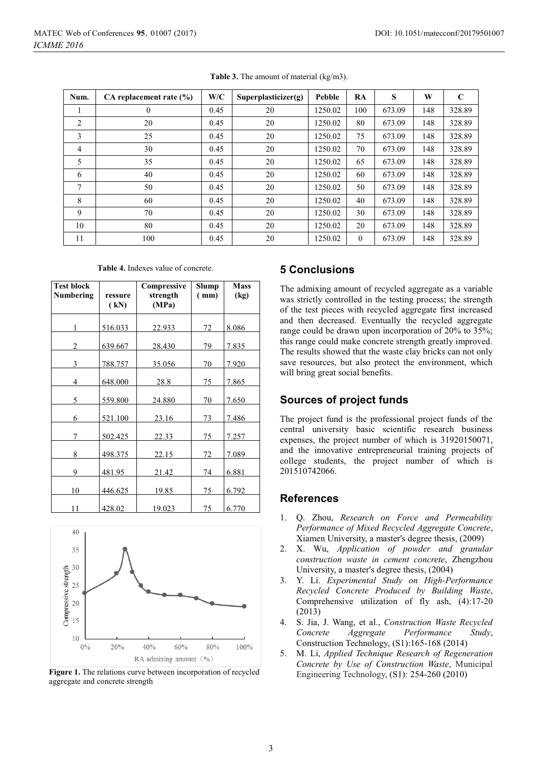**Table 3.** The amount of material (kg/m3).

| Num. | CA replacement rate (%) | W/C | Superplasticizer(g) | Pebble | RA | S | W | C |
|---|---|---|---|---|---|---|---|---|
| 1 | 0 | 0.45 | 20 | 1250.02 | 100 | 673.09 | 148 | 328.89 |
| 2 | 20 | 0.45 | 20 | 1250.02 | 80 | 673.09 | 148 | 328.89 |
| 3 | 25 | 0.45 | 20 | 1250.02 | 75 | 673.09 | 148 | 328.89 |
| 4 | 30 | 0.45 | 20 | 1250.02 | 70 | 673.09 | 148 | 328.89 |
| 5 | 35 | 0.45 | 20 | 1250.02 | 65 | 673.09 | 148 | 328.89 |
| 6 | 40 | 0.45 | 20 | 1250.02 | 60 | 673.09 | 148 | 328.89 |
| 7 | 50 | 0.45 | 20 | 1250.02 | 50 | 673.09 | 148 | 328.89 |
| 8 | 60 | 0.45 | 20 | 1250.02 | 40 | 673.09 | 148 | 328.89 |
| 9 | 70 | 0.45 | 20 | 1250.02 | 30 | 673.09 | 148 | 328.89 |
| 10 | 80 | 0.45 | 20 | 1250.02 | 20 | 673.09 | 148 | 328.89 |
| 11 | 100 | 0.45 | 20 | 1250.02 | 0 | 673.09 | 148 | 328.89 |

**Table 4.** Indexes value of concrete.

| Test block Numbering | ressure (kN) | Compressive strength (MPa) | Slump (mm) | Mass (kg) |
|---|---|---|---|---|
| 1 | 516.033 | 22.933 | 72 | 8.086 |
| 2 | 639.667 | 28.430 | 79 | 7.835 |
| 3 | 788.757 | 35.056 | 70 | 7.920 |
| 4 | 648.000 | 28.8 | 75 | 7.865 |
| 5 | 559.800 | 24.880 | 70 | 7.650 |
| 6 | 521.100 | 23.16 | 73 | 7.486 |
| 7 | 502.425 | 22.33 | 75 | 7.257 |
| 8 | 498.375 | 22.15 | 72 | 7.089 |
| 9 | 481.95 | 21.42 | 74 | 6.881 |
| 10 | 446.625 | 19.85 | 75 | 6.792 |
| 11 | 428.02 | 19.023 | 75 | 6.770 |

**Figure 1.** The relations curve between incorporation of recycled aggregate and concrete strength

## 5 Conclusions

The admixing amount of recycled aggregate as a variable was strictly controlled in the testing process; the strength of the test pieces with recycled aggregate first increased and then decreased. Eventually the recycled aggregate range could be drawn upon incorporation of 20% to 35%; this range could make concrete strength greatly improved. The results showed that the waste clay bricks can not only save resources, but also protect the environment, which will bring great social benefits.

## Sources of project funds

The project fund is the professional project funds of the central university basic scientific research business expenses, the project number of which is 31920150071, and the innovative entrepreneurial training projects of college students, the project number of which is 201510742066.

## References

1. Q. Zhou, *Research on Force and Permeability Performance of Mixed Recycled Aggregate Concrete*, Xiamen University, a master's degree thesis, (2009)
2. X. Wu, *Application of powder and granular construction waste in cement concrete*, Zhengzhou University, a master's degree thesis, (2004)
3. Y. Li. *Experimental Study on High-Performance Recycled Concrete Produced by Building Waste*, Comprehensive utilization of fly ash, (4):17-20 (2013)
4. S. Jia, J. Wang, et al., *Construction Waste Recycled Concrete Aggregate Performance Study*, Construction Technology, (S1):165-168 (2014)
5. M. Li, *Applied Technique Research of Regeneration Concrete by Use of Construction Waste*, Municipal Engineering Technology, (S1): 254-260 (2010)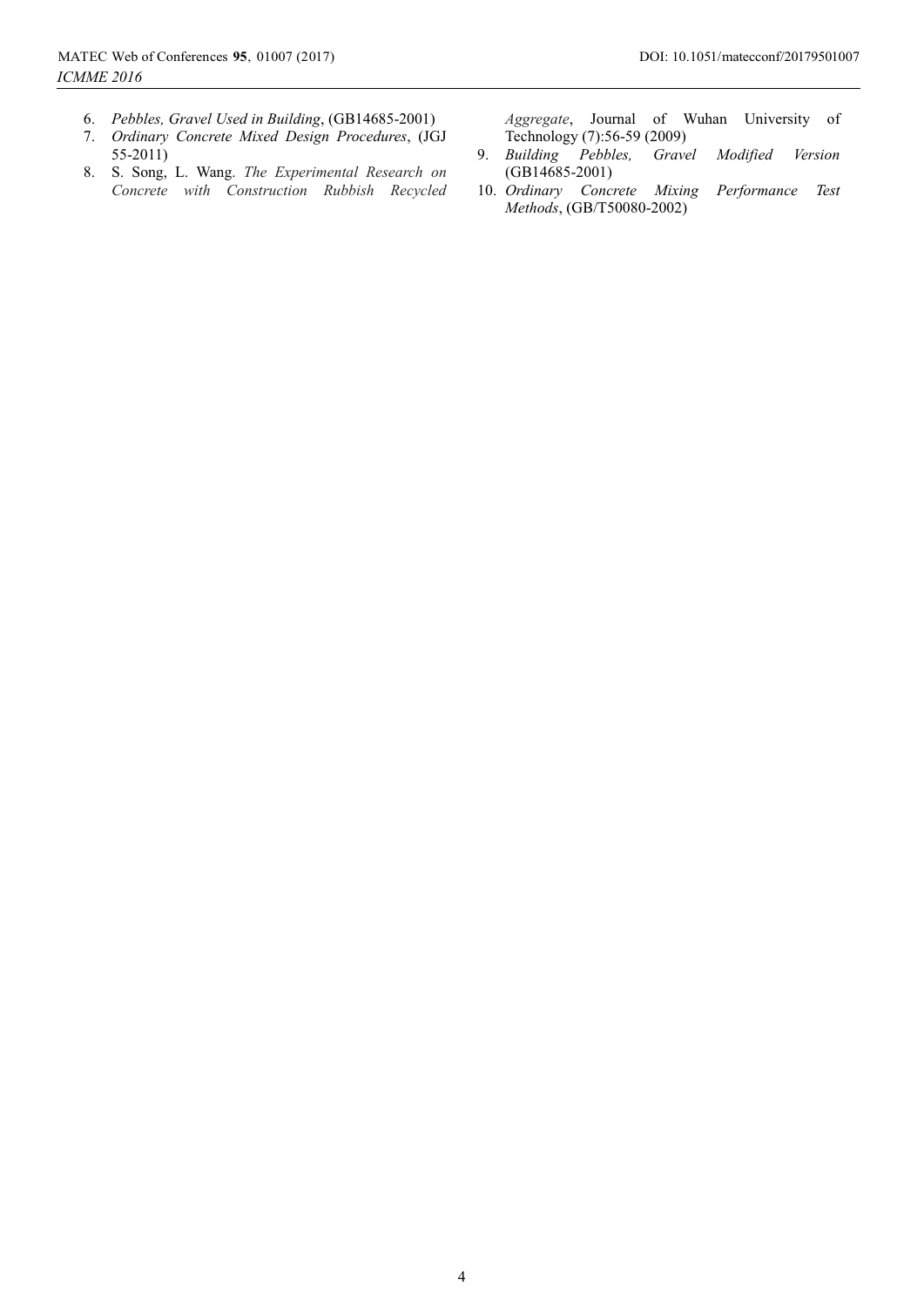6. *Pebbles, Gravel Used in Building*, (GB14685-2001)
7. *Ordinary Concrete Mixed Design Procedures*, (JGJ 55-2011)
8. S. Song, L. Wang. *The Experimental Research on Concrete with Construction Rubbish Recycled Aggregate*, Journal of Wuhan University of Technology (7):56-59 (2009)
9. *Building Pebbles, Gravel Modified Version* (GB14685-2001)
10. *Ordinary Concrete Mixing Performance Test Methods*, (GB/T50080-2002)